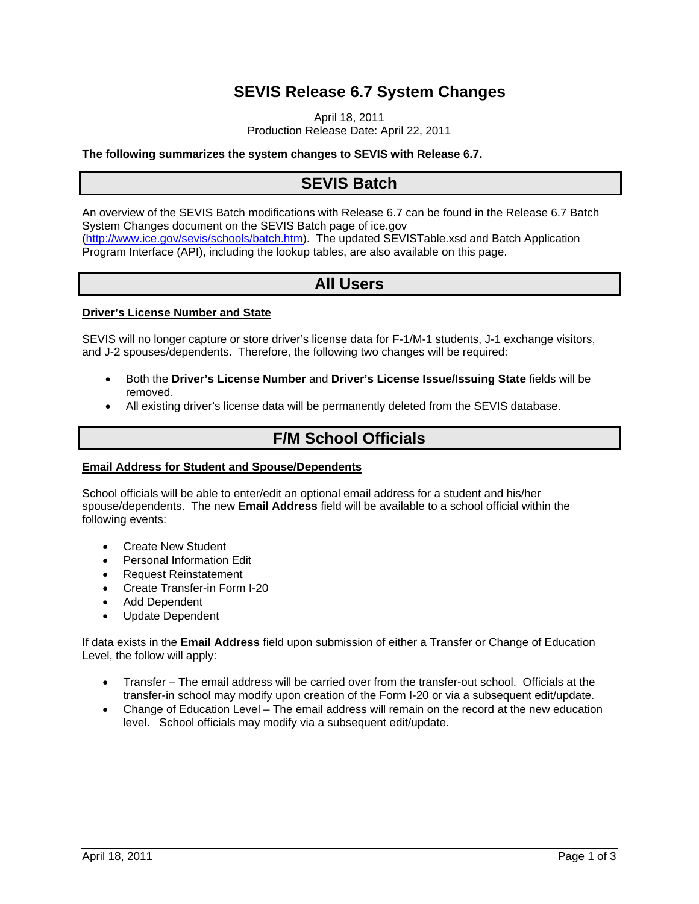# SEVIS Release 6.7 System Changes

April 18, 2011
Production Release Date: April 22, 2011

**The following summarizes the system changes to SEVIS with Release 6.7.**

## SEVIS Batch

An overview of the SEVIS Batch modifications with Release 6.7 can be found in the Release 6.7 Batch System Changes document on the SEVIS Batch page of ice.gov (http://www.ice.gov/sevis/schools/batch.htm). The updated SEVISTable.xsd and Batch Application Program Interface (API), including the lookup tables, are also available on this page.

## All Users

### Driver's License Number and State

SEVIS will no longer capture or store driver's license data for F-1/M-1 students, J-1 exchange visitors, and J-2 spouses/dependents. Therefore, the following two changes will be required:

- Both the **Driver's License Number** and **Driver's License Issue/Issuing State** fields will be removed.
- All existing driver's license data will be permanently deleted from the SEVIS database.

## F/M School Officials

### Email Address for Student and Spouse/Dependents

School officials will be able to enter/edit an optional email address for a student and his/her spouse/dependents. The new **Email Address** field will be available to a school official within the following events:

- Create New Student
- Personal Information Edit
- Request Reinstatement
- Create Transfer-in Form I-20
- Add Dependent
- Update Dependent

If data exists in the **Email Address** field upon submission of either a Transfer or Change of Education Level, the follow will apply:

- Transfer – The email address will be carried over from the transfer-out school. Officials at the transfer-in school may modify upon creation of the Form I-20 or via a subsequent edit/update.
- Change of Education Level – The email address will remain on the record at the new education level. School officials may modify via a subsequent edit/update.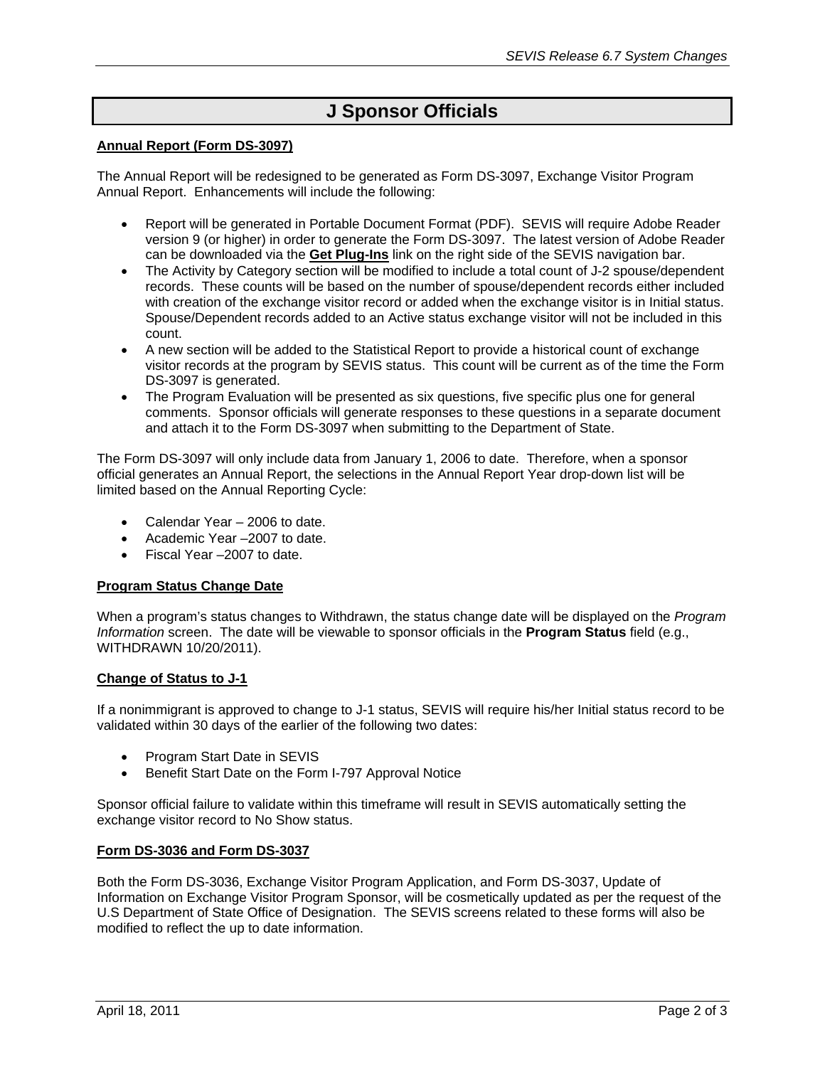# J Sponsor Officials

**Annual Report (Form DS-3097)**

The Annual Report will be redesigned to be generated as Form DS-3097, Exchange Visitor Program Annual Report. Enhancements will include the following:

- Report will be generated in Portable Document Format (PDF). SEVIS will require Adobe Reader version 9 (or higher) in order to generate the Form DS-3097. The latest version of Adobe Reader can be downloaded via the **Get Plug-Ins** link on the right side of the SEVIS navigation bar.
- The Activity by Category section will be modified to include a total count of J-2 spouse/dependent records. These counts will be based on the number of spouse/dependent records either included with creation of the exchange visitor record or added when the exchange visitor is in Initial status. Spouse/Dependent records added to an Active status exchange visitor will not be included in this count.
- A new section will be added to the Statistical Report to provide a historical count of exchange visitor records at the program by SEVIS status. This count will be current as of the time the Form DS-3097 is generated.
- The Program Evaluation will be presented as six questions, five specific plus one for general comments. Sponsor officials will generate responses to these questions in a separate document and attach it to the Form DS-3097 when submitting to the Department of State.

The Form DS-3097 will only include data from January 1, 2006 to date. Therefore, when a sponsor official generates an Annual Report, the selections in the Annual Report Year drop-down list will be limited based on the Annual Reporting Cycle:

- Calendar Year – 2006 to date.
- Academic Year –2007 to date.
- Fiscal Year –2007 to date.

**Program Status Change Date**

When a program's status changes to Withdrawn, the status change date will be displayed on the *Program Information* screen. The date will be viewable to sponsor officials in the **Program Status** field (e.g., WITHDRAWN 10/20/2011).

**Change of Status to J-1**

If a nonimmigrant is approved to change to J-1 status, SEVIS will require his/her Initial status record to be validated within 30 days of the earlier of the following two dates:

- Program Start Date in SEVIS
- Benefit Start Date on the Form I-797 Approval Notice

Sponsor official failure to validate within this timeframe will result in SEVIS automatically setting the exchange visitor record to No Show status.

**Form DS-3036 and Form DS-3037**

Both the Form DS-3036, Exchange Visitor Program Application, and Form DS-3037, Update of Information on Exchange Visitor Program Sponsor, will be cosmetically updated as per the request of the U.S Department of State Office of Designation. The SEVIS screens related to these forms will also be modified to reflect the up to date information.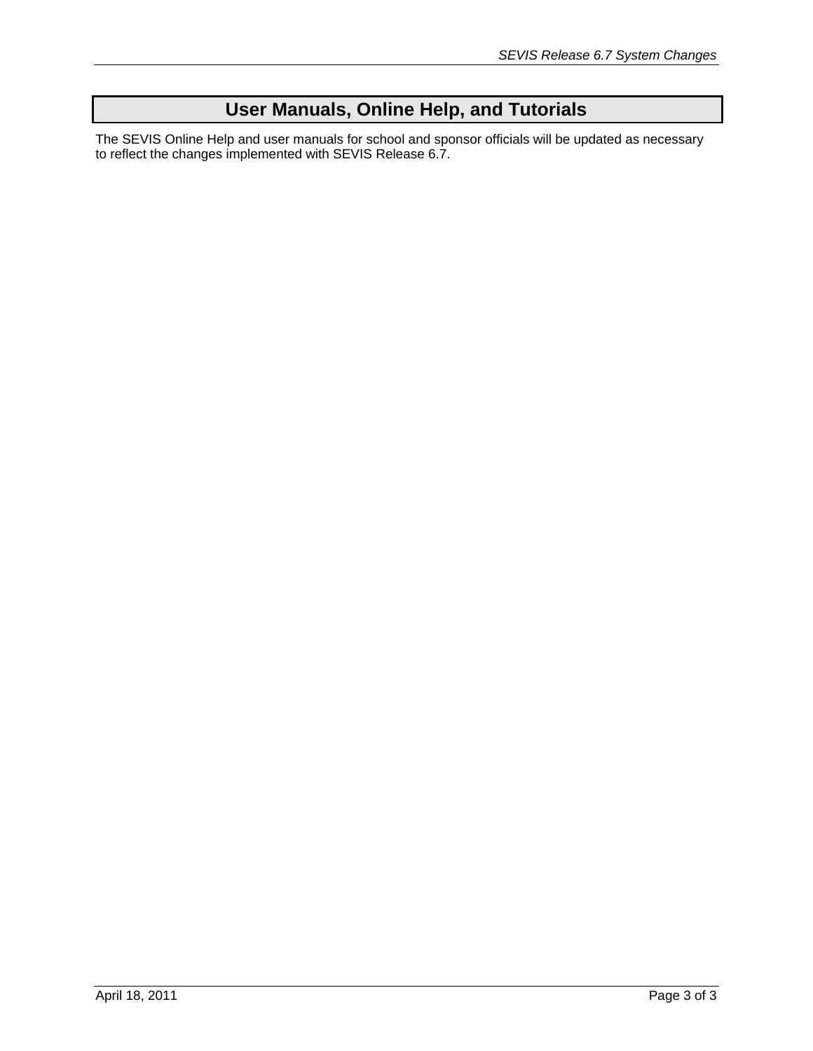## User Manuals, Online Help, and Tutorials

The SEVIS Online Help and user manuals for school and sponsor officials will be updated as necessary to reflect the changes implemented with SEVIS Release 6.7.